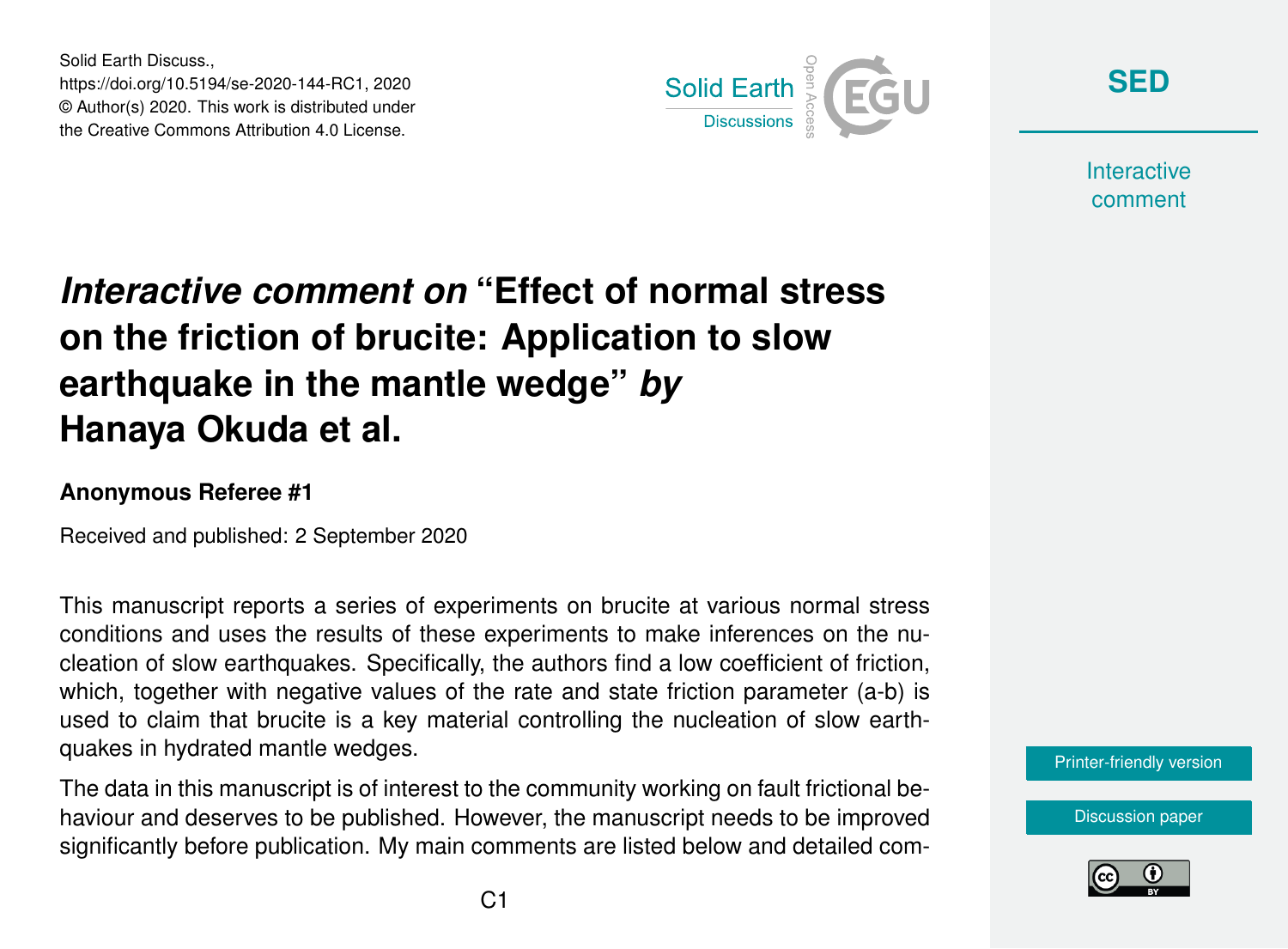# *Interactive comment on* “Effect of normal stress on the friction of brucite: Application to slow earthquake in the mantle wedge” *by* Hanaya Okuda et al.

### Anonymous Referee #1

Received and published: 2 September 2020

This manuscript reports a series of experiments on brucite at various normal stress conditions and uses the results of these experiments to make inferences on the nucleation of slow earthquakes. Specifically, the authors find a low coefficient of friction, which, together with negative values of the rate and state friction parameter (a-b) is used to claim that brucite is a key material controlling the nucleation of slow earthquakes in hydrated mantle wedges.

The data in this manuscript is of interest to the community working on fault frictional behaviour and deserves to be published. However, the manuscript needs to be improved significantly before publication. My main comments are listed below and detailed com-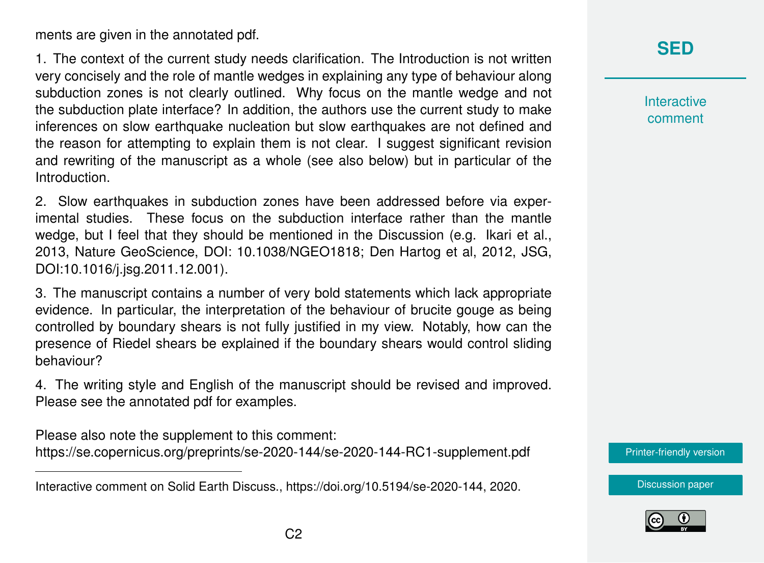ments are given in the annotated pdf.

1. The context of the current study needs clarification. The Introduction is not written very concisely and the role of mantle wedges in explaining any type of behaviour along subduction zones is not clearly outlined. Why focus on the mantle wedge and not the subduction plate interface? In addition, the authors use the current study to make inferences on slow earthquake nucleation but slow earthquakes are not defined and the reason for attempting to explain them is not clear. I suggest significant revision and rewriting of the manuscript as a whole (see also below) but in particular of the Introduction.

2. Slow earthquakes in subduction zones have been addressed before via experimental studies. These focus on the subduction interface rather than the mantle wedge, but I feel that they should be mentioned in the Discussion (e.g. Ikari et al., 2013, Nature GeoScience, DOI: 10.1038/NGEO1818; Den Hartog et al, 2012, JSG, DOI:10.1016/j.jsg.2011.12.001).

3. The manuscript contains a number of very bold statements which lack appropriate evidence. In particular, the interpretation of the behaviour of brucite gouge as being controlled by boundary shears is not fully justified in my view. Notably, how can the presence of Riedel shears be explained if the boundary shears would control sliding behaviour?

4. The writing style and English of the manuscript should be revised and improved. Please see the annotated pdf for examples.

Please also note the supplement to this comment:
https://se.copernicus.org/preprints/se-2020-144/se-2020-144-RC1-supplement.pdf

---

Interactive comment on Solid Earth Discuss., https://doi.org/10.5194/se-2020-144, 2020.